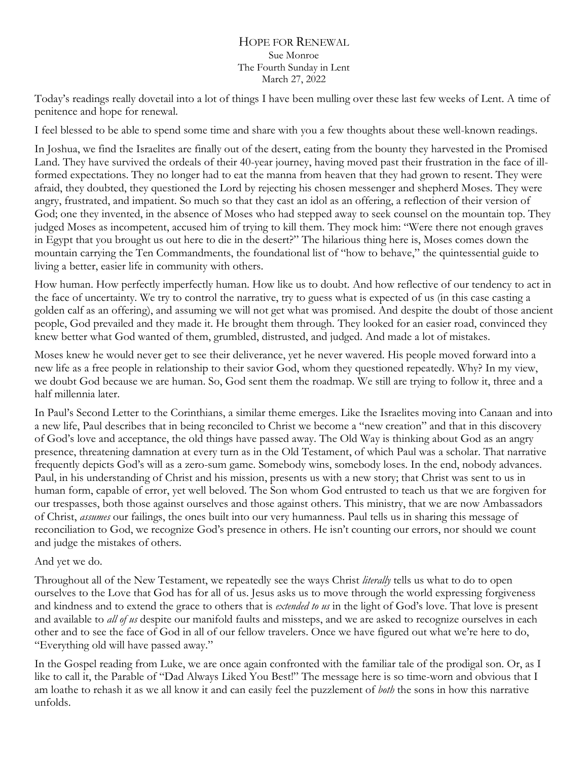# Hope for Renewal

Sue Monroe
The Fourth Sunday in Lent
March 27, 2022

Today's readings really dovetail into a lot of things I have been mulling over these last few weeks of Lent. A time of penitence and hope for renewal.

I feel blessed to be able to spend some time and share with you a few thoughts about these well-known readings.

In Joshua, we find the Israelites are finally out of the desert, eating from the bounty they harvested in the Promised Land. They have survived the ordeals of their 40-year journey, having moved past their frustration in the face of ill-formed expectations. They no longer had to eat the manna from heaven that they had grown to resent. They were afraid, they doubted, they questioned the Lord by rejecting his chosen messenger and shepherd Moses. They were angry, frustrated, and impatient. So much so that they cast an idol as an offering, a reflection of their version of God; one they invented, in the absence of Moses who had stepped away to seek counsel on the mountain top. They judged Moses as incompetent, accused him of trying to kill them. They mock him: "Were there not enough graves in Egypt that you brought us out here to die in the desert?" The hilarious thing here is, Moses comes down the mountain carrying the Ten Commandments, the foundational list of "how to behave," the quintessential guide to living a better, easier life in community with others.

How human. How perfectly imperfectly human. How like us to doubt. And how reflective of our tendency to act in the face of uncertainty. We try to control the narrative, try to guess what is expected of us (in this case casting a golden calf as an offering), and assuming we will not get what was promised. And despite the doubt of those ancient people, God prevailed and they made it. He brought them through. They looked for an easier road, convinced they knew better what God wanted of them, grumbled, distrusted, and judged. And made a lot of mistakes.

Moses knew he would never get to see their deliverance, yet he never wavered. His people moved forward into a new life as a free people in relationship to their savior God, whom they questioned repeatedly. Why? In my view, we doubt God because we are human. So, God sent them the roadmap. We still are trying to follow it, three and a half millennia later.

In Paul's Second Letter to the Corinthians, a similar theme emerges. Like the Israelites moving into Canaan and into a new life, Paul describes that in being reconciled to Christ we become a "new creation" and that in this discovery of God's love and acceptance, the old things have passed away. The Old Way is thinking about God as an angry presence, threatening damnation at every turn as in the Old Testament, of which Paul was a scholar. That narrative frequently depicts God's will as a zero-sum game. Somebody wins, somebody loses. In the end, nobody advances. Paul, in his understanding of Christ and his mission, presents us with a new story; that Christ was sent to us in human form, capable of error, yet well beloved. The Son whom God entrusted to teach us that we are forgiven for our trespasses, both those against ourselves and those against others. This ministry, that we are now Ambassadors of Christ, *assumes* our failings, the ones built into our very humanness. Paul tells us in sharing this message of reconciliation to God, we recognize God's presence in others. He isn't counting our errors, nor should we count and judge the mistakes of others.

And yet we do.

Throughout all of the New Testament, we repeatedly see the ways Christ *literally* tells us what to do to open ourselves to the Love that God has for all of us. Jesus asks us to move through the world expressing forgiveness and kindness and to extend the grace to others that is *extended to us* in the light of God's love. That love is present and available to *all of us* despite our manifold faults and missteps, and we are asked to recognize ourselves in each other and to see the face of God in all of our fellow travelers. Once we have figured out what we're here to do, "Everything old will have passed away."

In the Gospel reading from Luke, we are once again confronted with the familiar tale of the prodigal son. Or, as I like to call it, the Parable of "Dad Always Liked You Best!" The message here is so time-worn and obvious that I am loathe to rehash it as we all know it and can easily feel the puzzlement of *both* the sons in how this narrative unfolds.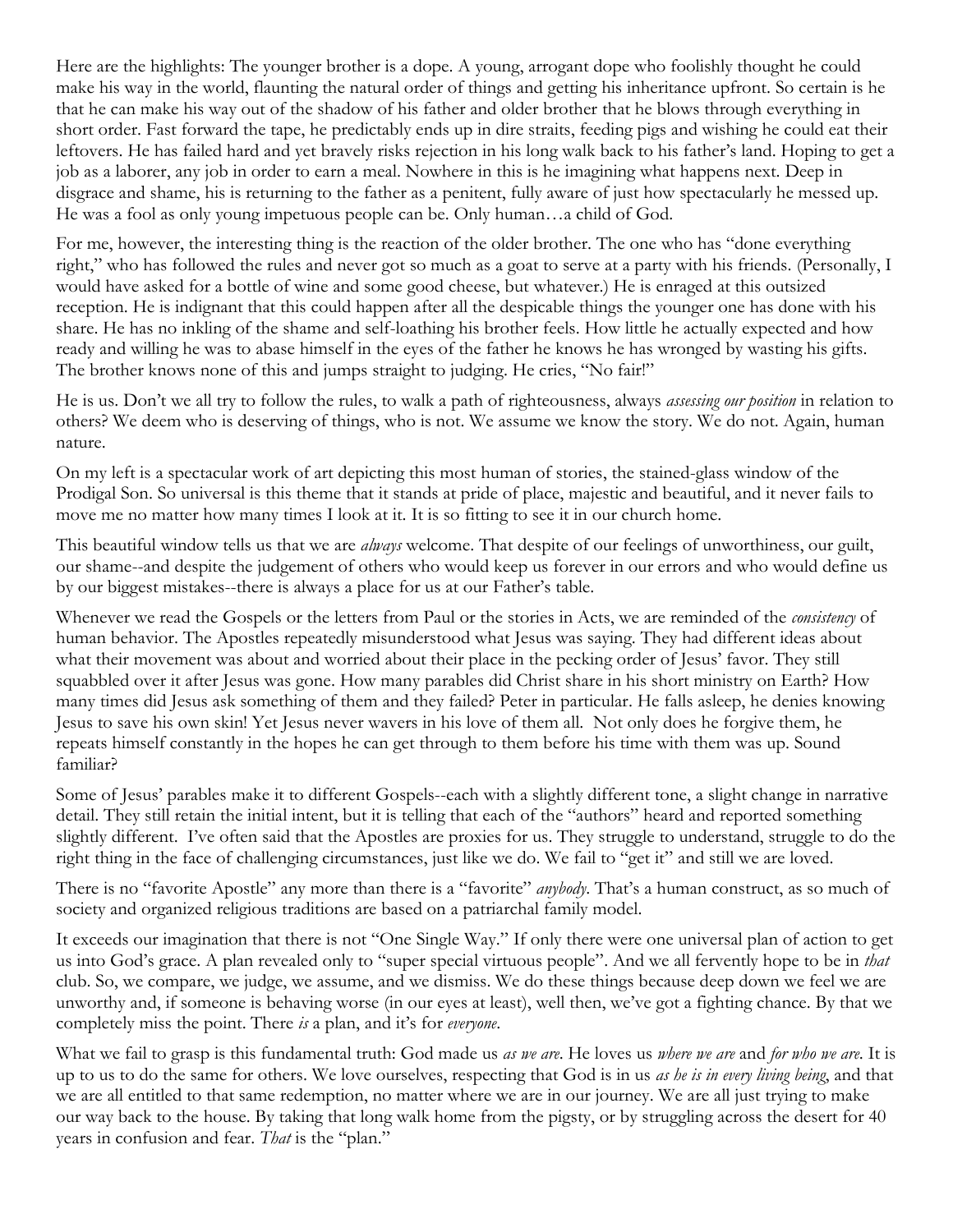Here are the highlights: The younger brother is a dope. A young, arrogant dope who foolishly thought he could make his way in the world, flaunting the natural order of things and getting his inheritance upfront. So certain is he that he can make his way out of the shadow of his father and older brother that he blows through everything in short order. Fast forward the tape, he predictably ends up in dire straits, feeding pigs and wishing he could eat their leftovers. He has failed hard and yet bravely risks rejection in his long walk back to his father's land. Hoping to get a job as a laborer, any job in order to earn a meal. Nowhere in this is he imagining what happens next. Deep in disgrace and shame, his is returning to the father as a penitent, fully aware of just how spectacularly he messed up. He was a fool as only young impetuous people can be. Only human…a child of God.

For me, however, the interesting thing is the reaction of the older brother. The one who has "done everything right," who has followed the rules and never got so much as a goat to serve at a party with his friends. (Personally, I would have asked for a bottle of wine and some good cheese, but whatever.) He is enraged at this outsized reception. He is indignant that this could happen after all the despicable things the younger one has done with his share. He has no inkling of the shame and self-loathing his brother feels. How little he actually expected and how ready and willing he was to abase himself in the eyes of the father he knows he has wronged by wasting his gifts. The brother knows none of this and jumps straight to judging. He cries, "No fair!"

He is us. Don't we all try to follow the rules, to walk a path of righteousness, always *assessing our position* in relation to others? We deem who is deserving of things, who is not. We assume we know the story. We do not. Again, human nature.

On my left is a spectacular work of art depicting this most human of stories, the stained-glass window of the Prodigal Son. So universal is this theme that it stands at pride of place, majestic and beautiful, and it never fails to move me no matter how many times I look at it. It is so fitting to see it in our church home.

This beautiful window tells us that we are *always* welcome. That despite of our feelings of unworthiness, our guilt, our shame--and despite the judgement of others who would keep us forever in our errors and who would define us by our biggest mistakes--there is always a place for us at our Father's table.

Whenever we read the Gospels or the letters from Paul or the stories in Acts, we are reminded of the *consistency* of human behavior. The Apostles repeatedly misunderstood what Jesus was saying. They had different ideas about what their movement was about and worried about their place in the pecking order of Jesus' favor. They still squabbled over it after Jesus was gone. How many parables did Christ share in his short ministry on Earth? How many times did Jesus ask something of them and they failed? Peter in particular. He falls asleep, he denies knowing Jesus to save his own skin! Yet Jesus never wavers in his love of them all. Not only does he forgive them, he repeats himself constantly in the hopes he can get through to them before his time with them was up. Sound familiar?

Some of Jesus' parables make it to different Gospels--each with a slightly different tone, a slight change in narrative detail. They still retain the initial intent, but it is telling that each of the "authors" heard and reported something slightly different. I've often said that the Apostles are proxies for us. They struggle to understand, struggle to do the right thing in the face of challenging circumstances, just like we do. We fail to "get it" and still we are loved.

There is no "favorite Apostle" any more than there is a "favorite" *anybody*. That's a human construct, as so much of society and organized religious traditions are based on a patriarchal family model.

It exceeds our imagination that there is not "One Single Way." If only there were one universal plan of action to get us into God's grace. A plan revealed only to "super special virtuous people". And we all fervently hope to be in *that* club. So, we compare, we judge, we assume, and we dismiss. We do these things because deep down we feel we are unworthy and, if someone is behaving worse (in our eyes at least), well then, we've got a fighting chance. By that we completely miss the point. There *is* a plan, and it's for *everyone*.

What we fail to grasp is this fundamental truth: God made us *as we are*. He loves us *where we are* and *for who we are*. It is up to us to do the same for others. We love ourselves, respecting that God is in us *as he is in every living being*, and that we are all entitled to that same redemption, no matter where we are in our journey. We are all just trying to make our way back to the house. By taking that long walk home from the pigsty, or by struggling across the desert for 40 years in confusion and fear. *That* is the "plan."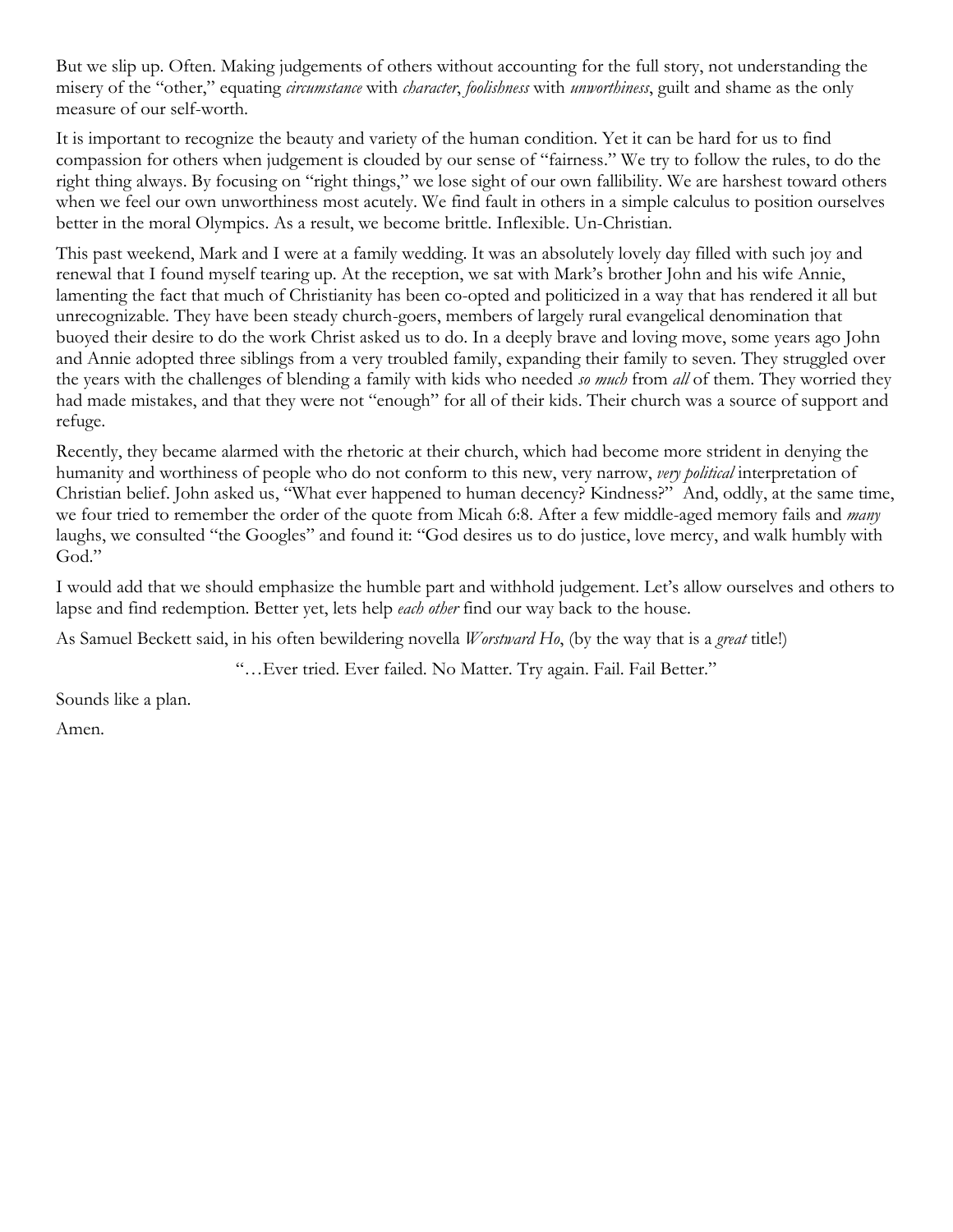But we slip up. Often. Making judgements of others without accounting for the full story, not understanding the misery of the "other," equating *circumstance* with *character*, *foolishness* with *unworthiness*, guilt and shame as the only measure of our self-worth.

It is important to recognize the beauty and variety of the human condition. Yet it can be hard for us to find compassion for others when judgement is clouded by our sense of "fairness." We try to follow the rules, to do the right thing always. By focusing on "right things," we lose sight of our own fallibility. We are harshest toward others when we feel our own unworthiness most acutely. We find fault in others in a simple calculus to position ourselves better in the moral Olympics. As a result, we become brittle. Inflexible. Un-Christian.

This past weekend, Mark and I were at a family wedding. It was an absolutely lovely day filled with such joy and renewal that I found myself tearing up. At the reception, we sat with Mark's brother John and his wife Annie, lamenting the fact that much of Christianity has been co-opted and politicized in a way that has rendered it all but unrecognizable. They have been steady church-goers, members of largely rural evangelical denomination that buoyed their desire to do the work Christ asked us to do. In a deeply brave and loving move, some years ago John and Annie adopted three siblings from a very troubled family, expanding their family to seven. They struggled over the years with the challenges of blending a family with kids who needed *so much* from *all* of them. They worried they had made mistakes, and that they were not "enough" for all of their kids. Their church was a source of support and refuge.

Recently, they became alarmed with the rhetoric at their church, which had become more strident in denying the humanity and worthiness of people who do not conform to this new, very narrow, *very political* interpretation of Christian belief. John asked us, "What ever happened to human decency? Kindness?" And, oddly, at the same time, we four tried to remember the order of the quote from Micah 6:8. After a few middle-aged memory fails and *many* laughs, we consulted "the Googles" and found it: "God desires us to do justice, love mercy, and walk humbly with God."

I would add that we should emphasize the humble part and withhold judgement. Let's allow ourselves and others to lapse and find redemption. Better yet, lets help *each other* find our way back to the house.

As Samuel Beckett said, in his often bewildering novella *Worstward Ho*, (by the way that is a *great* title!)

"…Ever tried. Ever failed. No Matter. Try again. Fail. Fail Better."

Sounds like a plan.

Amen.